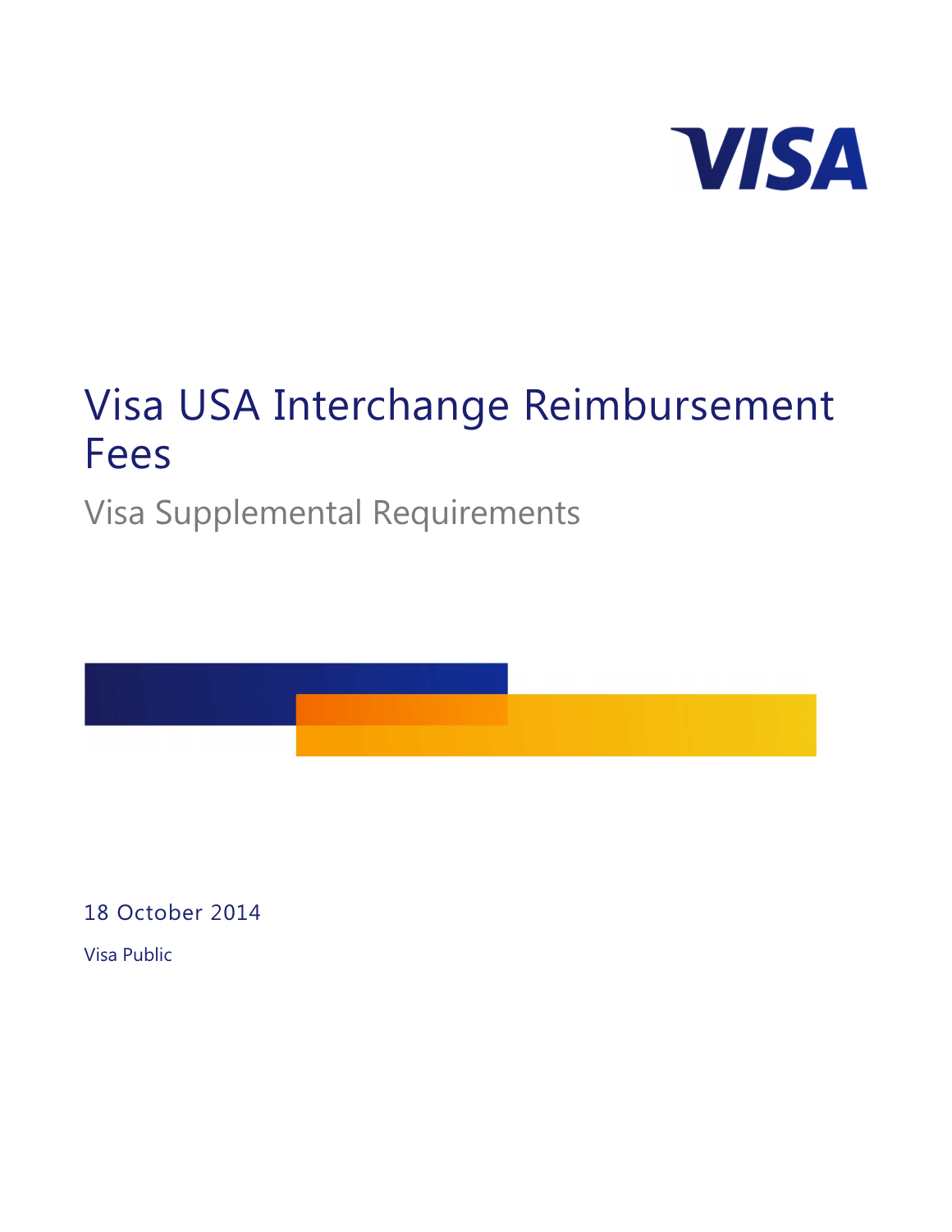# Visa USA Interchange Reimbursement Fees

## Visa Supplemental Requirements

18 October 2014

Visa Public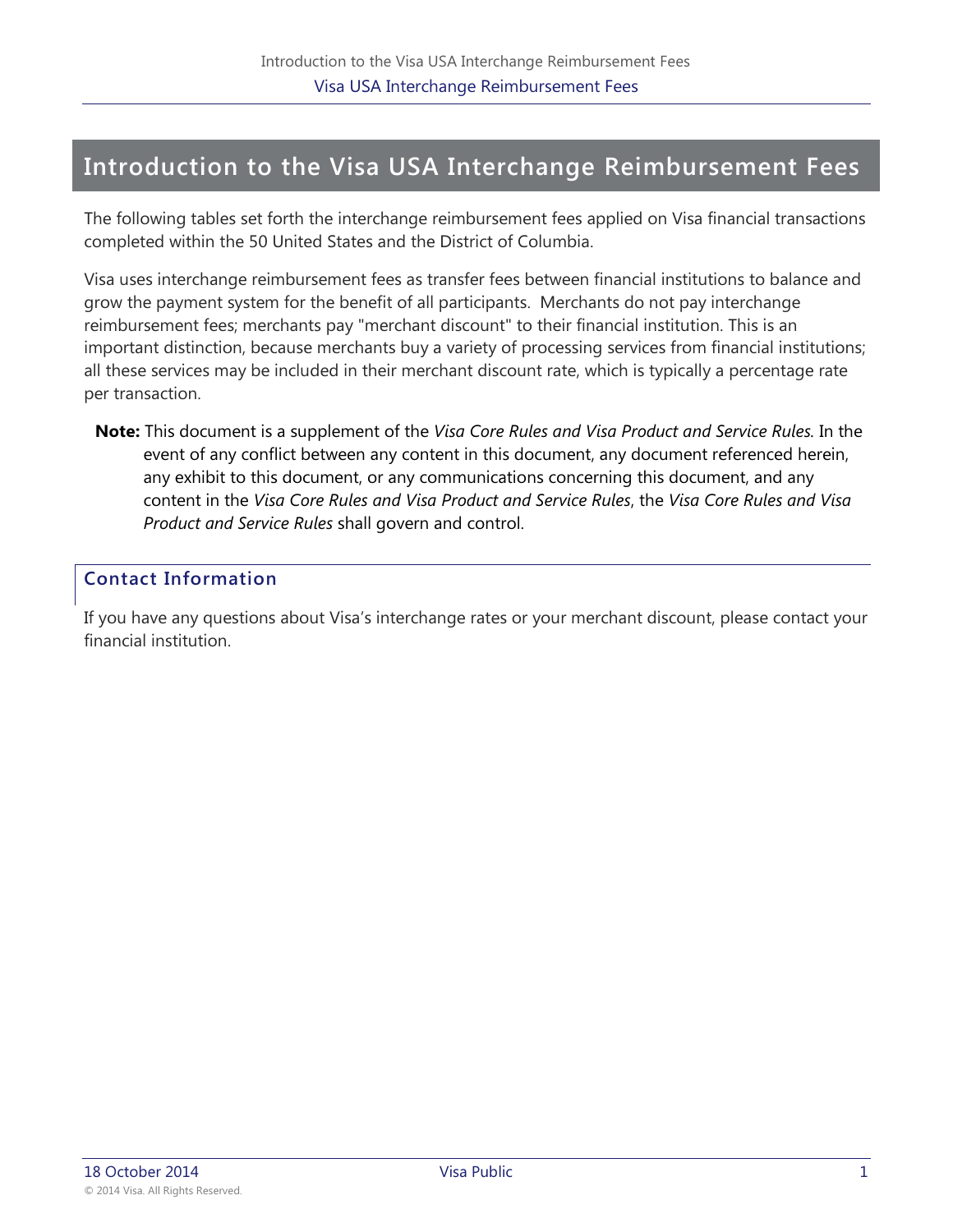# Introduction to the Visa USA Interchange Reimbursement Fees

The following tables set forth the interchange reimbursement fees applied on Visa financial transactions completed within the 50 United States and the District of Columbia.

Visa uses interchange reimbursement fees as transfer fees between financial institutions to balance and grow the payment system for the benefit of all participants. Merchants do not pay interchange reimbursement fees; merchants pay "merchant discount" to their financial institution. This is an important distinction, because merchants buy a variety of processing services from financial institutions; all these services may be included in their merchant discount rate, which is typically a percentage rate per transaction.

**Note:** This document is a supplement of the *Visa Core Rules and Visa Product and Service Rules*. In the event of any conflict between any content in this document, any document referenced herein, any exhibit to this document, or any communications concerning this document, and any content in the *Visa Core Rules and Visa Product and Service Rules*, the *Visa Core Rules and Visa Product and Service Rules* shall govern and control.

## Contact Information

If you have any questions about Visa's interchange rates or your merchant discount, please contact your financial institution.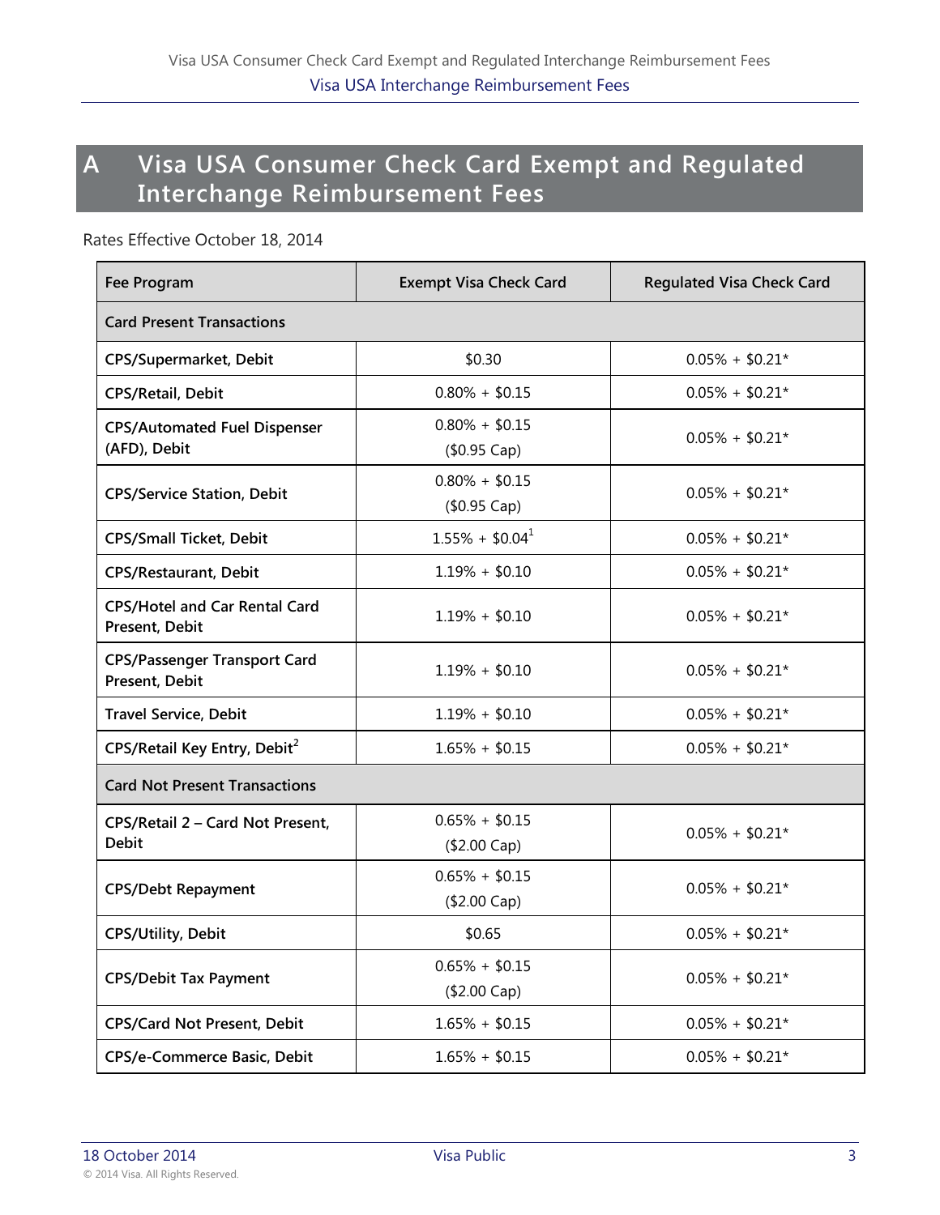# A Visa USA Consumer Check Card Exempt and Regulated Interchange Reimbursement Fees

Rates Effective October 18, 2014

| Fee Program | Exempt Visa Check Card | Regulated Visa Check Card |
|---|---|---|
| **Card Present Transactions** | | |
| **CPS/Supermarket, Debit** | $0.30 | 0.05% + $0.21* |
| **CPS/Retail, Debit** | 0.80% + $0.15 | 0.05% + $0.21* |
| **CPS/Automated Fuel Dispenser (AFD), Debit** | 0.80% + $0.15 ($0.95 Cap) | 0.05% + $0.21* |
| **CPS/Service Station, Debit** | 0.80% + $0.15 ($0.95 Cap) | 0.05% + $0.21* |
| **CPS/Small Ticket, Debit** | 1.55% + $0.04[1] | 0.05% + $0.21* |
| **CPS/Restaurant, Debit** | 1.19% + $0.10 | 0.05% + $0.21* |
| **CPS/Hotel and Car Rental Card Present, Debit** | 1.19% + $0.10 | 0.05% + $0.21* |
| **CPS/Passenger Transport Card Present, Debit** | 1.19% + $0.10 | 0.05% + $0.21* |
| **Travel Service, Debit** | 1.19% + $0.10 | 0.05% + $0.21* |
| **CPS/Retail Key Entry, Debit[2]** | 1.65% + $0.15 | 0.05% + $0.21* |
| **Card Not Present Transactions** | | |
| **CPS/Retail 2 – Card Not Present, Debit** | 0.65% + $0.15 ($2.00 Cap) | 0.05% + $0.21* |
| **CPS/Debt Repayment** | 0.65% + $0.15 ($2.00 Cap) | 0.05% + $0.21* |
| **CPS/Utility, Debit** | $0.65 | 0.05% + $0.21* |
| **CPS/Debit Tax Payment** | 0.65% + $0.15 ($2.00 Cap) | 0.05% + $0.21* |
| **CPS/Card Not Present, Debit** | 1.65% + $0.15 | 0.05% + $0.21* |
| **CPS/e-Commerce Basic, Debit** | 1.65% + $0.15 | 0.05% + $0.21* |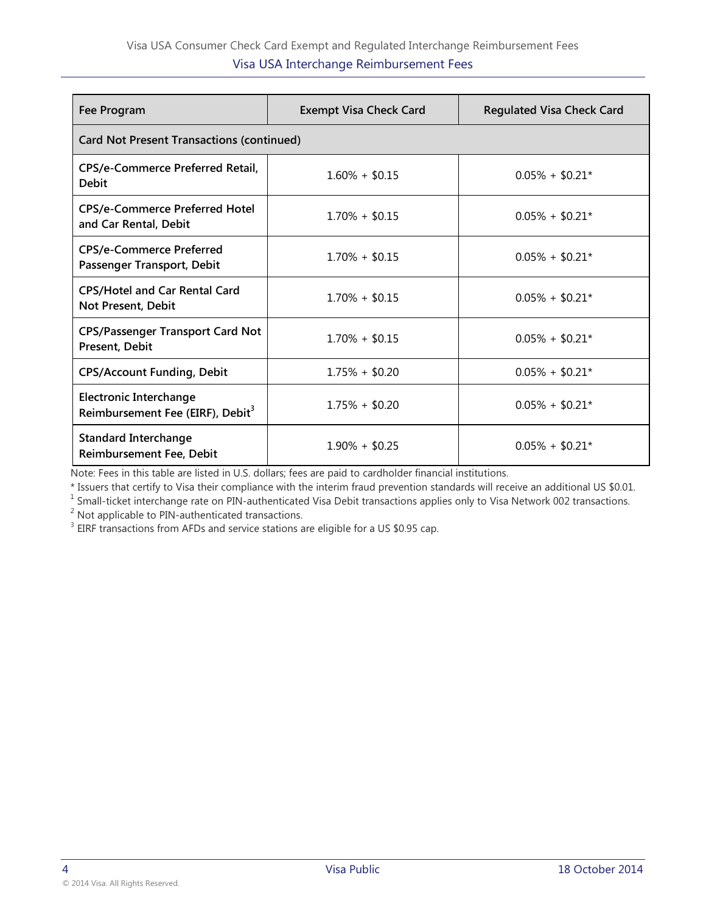| Fee Program | Exempt Visa Check Card | Regulated Visa Check Card |
|---|---|---|
| **Card Not Present Transactions (continued)** | | |
| **CPS/e-Commerce Preferred Retail, Debit** | 1.60% + $0.15 | 0.05% + $0.21* |
| **CPS/e-Commerce Preferred Hotel and Car Rental, Debit** | 1.70% + $0.15 | 0.05% + $0.21* |
| **CPS/e-Commerce Preferred Passenger Transport, Debit** | 1.70% + $0.15 | 0.05% + $0.21* |
| **CPS/Hotel and Car Rental Card Not Present, Debit** | 1.70% + $0.15 | 0.05% + $0.21* |
| **CPS/Passenger Transport Card Not Present, Debit** | 1.70% + $0.15 | 0.05% + $0.21* |
| **CPS/Account Funding, Debit** | 1.75% + $0.20 | 0.05% + $0.21* |
| **Electronic Interchange Reimbursement Fee (EIRF), Debit**[3] | 1.75% + $0.20 | 0.05% + $0.21* |
| **Standard Interchange Reimbursement Fee, Debit** | 1.90% + $0.25 | 0.05% + $0.21* |

Note: Fees in this table are listed in U.S. dollars; fees are paid to cardholder financial institutions.

* Issuers that certify to Visa their compliance with the interim fraud prevention standards will receive an additional US $0.01.

[1] Small-ticket interchange rate on PIN-authenticated Visa Debit transactions applies only to Visa Network 002 transactions.

[2] Not applicable to PIN-authenticated transactions.

[3] EIRF transactions from AFDs and service stations are eligible for a US $0.95 cap.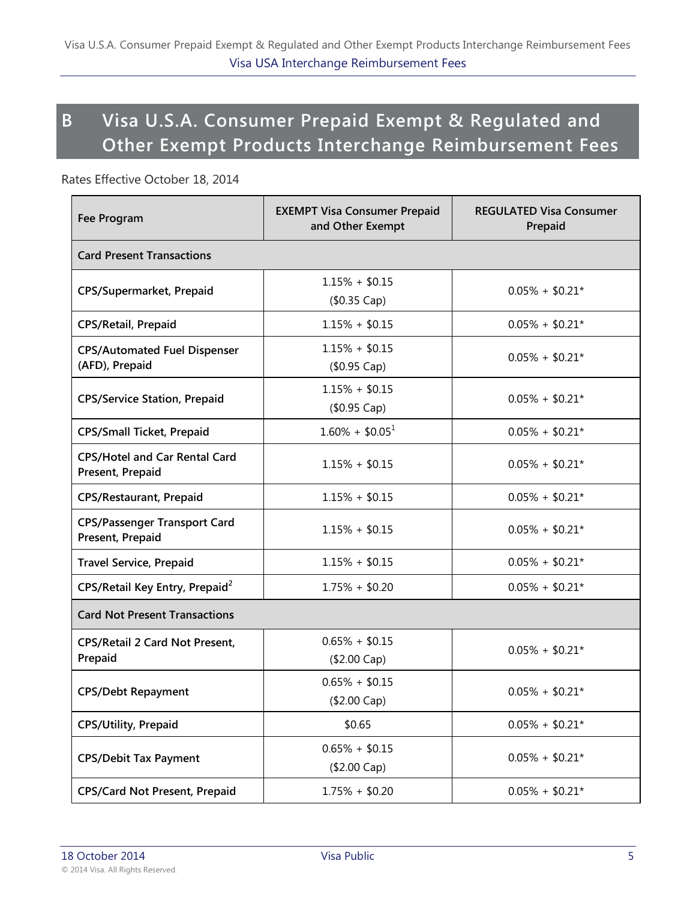## B Visa U.S.A. Consumer Prepaid Exempt & Regulated and Other Exempt Products Interchange Reimbursement Fees

Rates Effective October 18, 2014

| Fee Program | EXEMPT Visa Consumer Prepaid and Other Exempt | REGULATED Visa Consumer Prepaid |
|---|---|---|
| **Card Present Transactions** | | |
| CPS/Supermarket, Prepaid | 1.15% + $0.15 ($0.35 Cap) | 0.05% + $0.21* |
| CPS/Retail, Prepaid | 1.15% + $0.15 | 0.05% + $0.21* |
| CPS/Automated Fuel Dispenser (AFD), Prepaid | 1.15% + $0.15 ($0.95 Cap) | 0.05% + $0.21* |
| CPS/Service Station, Prepaid | 1.15% + $0.15 ($0.95 Cap) | 0.05% + $0.21* |
| CPS/Small Ticket, Prepaid | 1.60% + $0.05[1] | 0.05% + $0.21* |
| CPS/Hotel and Car Rental Card Present, Prepaid | 1.15% + $0.15 | 0.05% + $0.21* |
| CPS/Restaurant, Prepaid | 1.15% + $0.15 | 0.05% + $0.21* |
| CPS/Passenger Transport Card Present, Prepaid | 1.15% + $0.15 | 0.05% + $0.21* |
| Travel Service, Prepaid | 1.15% + $0.15 | 0.05% + $0.21* |
| CPS/Retail Key Entry, Prepaid[2] | 1.75% + $0.20 | 0.05% + $0.21* |
| **Card Not Present Transactions** | | |
| CPS/Retail 2 Card Not Present, Prepaid | 0.65% + $0.15 ($2.00 Cap) | 0.05% + $0.21* |
| CPS/Debt Repayment | 0.65% + $0.15 ($2.00 Cap) | 0.05% + $0.21* |
| CPS/Utility, Prepaid | $0.65 | 0.05% + $0.21* |
| CPS/Debit Tax Payment | 0.65% + $0.15 ($2.00 Cap) | 0.05% + $0.21* |
| CPS/Card Not Present, Prepaid | 1.75% + $0.20 | 0.05% + $0.21* |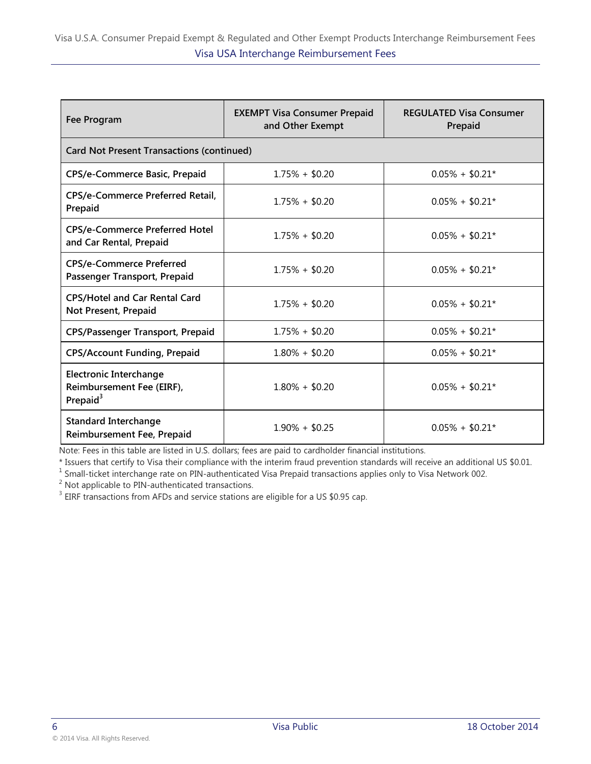| Fee Program | EXEMPT Visa Consumer Prepaid and Other Exempt | REGULATED Visa Consumer Prepaid |
| --- | --- | --- |
| **Card Not Present Transactions (continued)** | | |
| CPS/e-Commerce Basic, Prepaid | 1.75% + $0.20 | 0.05% + $0.21* |
| CPS/e-Commerce Preferred Retail, Prepaid | 1.75% + $0.20 | 0.05% + $0.21* |
| CPS/e-Commerce Preferred Hotel and Car Rental, Prepaid | 1.75% + $0.20 | 0.05% + $0.21* |
| CPS/e-Commerce Preferred Passenger Transport, Prepaid | 1.75% + $0.20 | 0.05% + $0.21* |
| CPS/Hotel and Car Rental Card Not Present, Prepaid | 1.75% + $0.20 | 0.05% + $0.21* |
| CPS/Passenger Transport, Prepaid | 1.75% + $0.20 | 0.05% + $0.21* |
| CPS/Account Funding, Prepaid | 1.80% + $0.20 | 0.05% + $0.21* |
| Electronic Interchange Reimbursement Fee (EIRF), Prepaid[3] | 1.80% + $0.20 | 0.05% + $0.21* |
| Standard Interchange Reimbursement Fee, Prepaid | 1.90% + $0.25 | 0.05% + $0.21* |

Note: Fees in this table are listed in U.S. dollars; fees are paid to cardholder financial institutions.

* Issuers that certify to Visa their compliance with the interim fraud prevention standards will receive an additional US $0.01.

[1] Small-ticket interchange rate on PIN-authenticated Visa Prepaid transactions applies only to Visa Network 002.

[2] Not applicable to PIN-authenticated transactions.

[3] EIRF transactions from AFDs and service stations are eligible for a US $0.95 cap.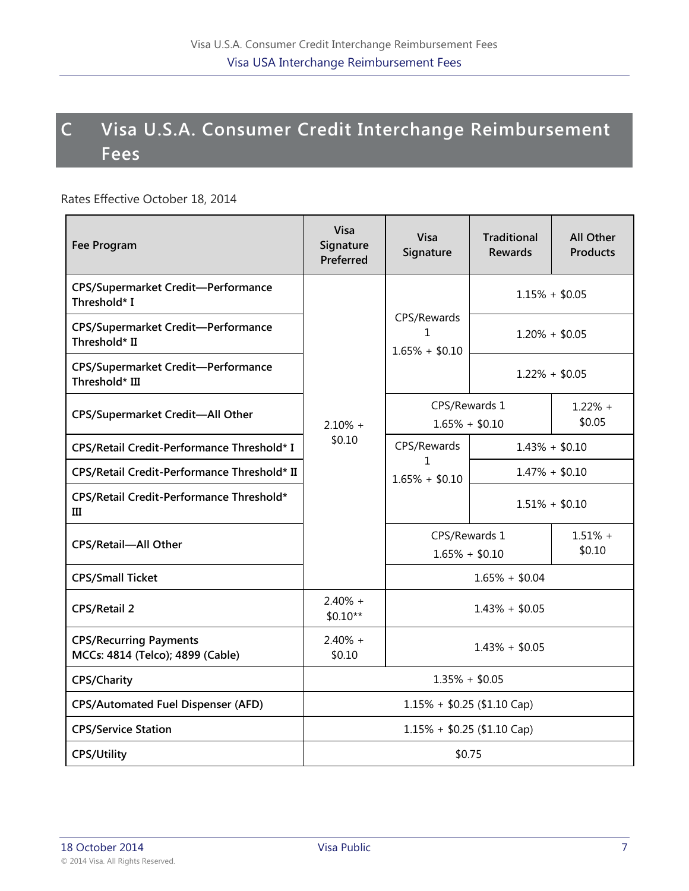## C Visa U.S.A. Consumer Credit Interchange Reimbursement Fees

Rates Effective October 18, 2014

| Fee Program | Visa Signature Preferred | Visa Signature | Traditional Rewards | All Other Products |
|---|---|---|---|---|
| CPS/Supermarket Credit—Performance Threshold* I | 2.10% + $0.10 | CPS/Rewards 1 1.65% + $0.10 | 1.15% + $0.05 | |
| CPS/Supermarket Credit—Performance Threshold* II | | | 1.20% + $0.05 | |
| CPS/Supermarket Credit—Performance Threshold* III | | | 1.22% + $0.05 | |
| CPS/Supermarket Credit—All Other | | CPS/Rewards 1 1.65% + $0.10 | | 1.22% + $0.05 |
| CPS/Retail Credit-Performance Threshold* I | | CPS/Rewards 1 1.65% + $0.10 | 1.43% + $0.10 | |
| CPS/Retail Credit-Performance Threshold* II | | | 1.47% + $0.10 | |
| CPS/Retail Credit-Performance Threshold* III | | | 1.51% + $0.10 | |
| CPS/Retail—All Other | | CPS/Rewards 1 1.65% + $0.10 | | 1.51% + $0.10 |
| CPS/Small Ticket | | 1.65% + $0.04 | | |
| CPS/Retail 2 | 2.40% + $0.10** | 1.43% + $0.05 | | |
| CPS/Recurring Payments MCCs: 4814 (Telco); 4899 (Cable) | 2.40% + $0.10 | 1.43% + $0.05 | | |
| CPS/Charity | 1.35% + $0.05 | | | |
| CPS/Automated Fuel Dispenser (AFD) | 1.15% + $0.25 ($1.10 Cap) | | | |
| CPS/Service Station | 1.15% + $0.25 ($1.10 Cap) | | | |
| CPS/Utility | $0.75 | | | |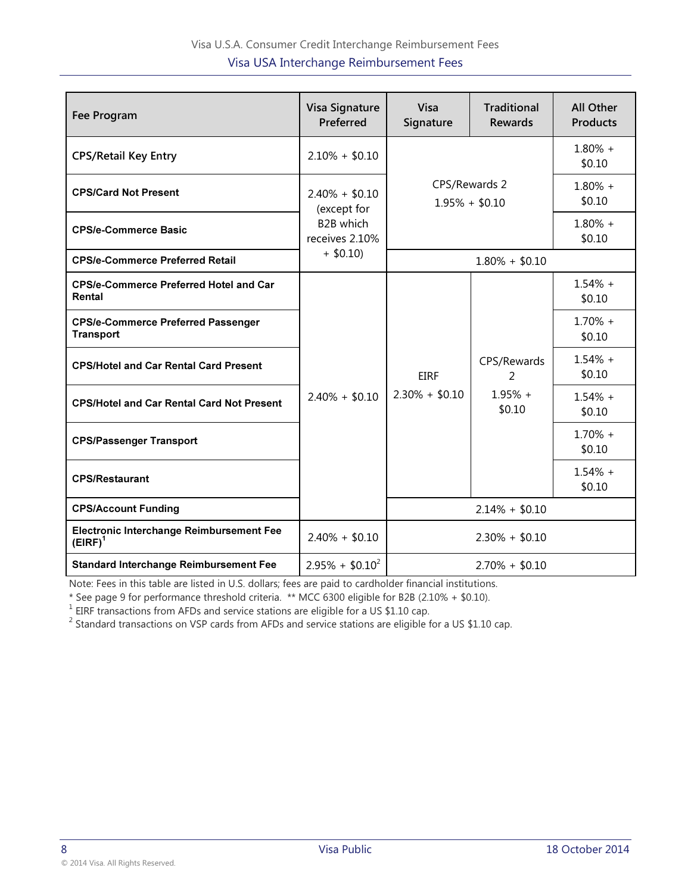| Fee Program | Visa Signature Preferred | Visa Signature | Traditional Rewards | All Other Products |
|---|---|---|---|---|
| CPS/Retail Key Entry | 2.10% + $0.10 | CPS/Rewards 2 1.95% + $0.10 | | 1.80% + $0.10 |
| CPS/Card Not Present | 2.40% + $0.10 (except for B2B which receives 2.10% + $0.10) | CPS/Rewards 2 1.95% + $0.10 | | 1.80% + $0.10 |
| CPS/e-Commerce Basic | 2.40% + $0.10 (except for B2B which receives 2.10% + $0.10) | CPS/Rewards 2 1.95% + $0.10 | | 1.80% + $0.10 |
| CPS/e-Commerce Preferred Retail | 2.40% + $0.10 (except for B2B which receives 2.10% + $0.10) | 1.80% + $0.10 | | |
| CPS/e-Commerce Preferred Hotel and Car Rental | 2.40% + $0.10 | EIRF 2.30% + $0.10 | CPS/Rewards 2 1.95% + $0.10 | 1.54% + $0.10 |
| CPS/e-Commerce Preferred Passenger Transport | 2.40% + $0.10 | EIRF 2.30% + $0.10 | CPS/Rewards 2 1.95% + $0.10 | 1.70% + $0.10 |
| CPS/Hotel and Car Rental Card Present | 2.40% + $0.10 | EIRF 2.30% + $0.10 | CPS/Rewards 2 1.95% + $0.10 | 1.54% + $0.10 |
| CPS/Hotel and Car Rental Card Not Present | 2.40% + $0.10 | EIRF 2.30% + $0.10 | CPS/Rewards 2 1.95% + $0.10 | 1.54% + $0.10 |
| CPS/Passenger Transport | 2.40% + $0.10 | EIRF 2.30% + $0.10 | CPS/Rewards 2 1.95% + $0.10 | 1.70% + $0.10 |
| CPS/Restaurant | 2.40% + $0.10 | EIRF 2.30% + $0.10 | CPS/Rewards 2 1.95% + $0.10 | 1.54% + $0.10 |
| CPS/Account Funding | 2.40% + $0.10 | 2.14% + $0.10 | | |
| Electronic Interchange Reimbursement Fee (EIRF)[1] | 2.40% + $0.10 | 2.30% + $0.10 | | |
| Standard Interchange Reimbursement Fee | 2.95% + $0.10[2] | 2.70% + $0.10 | | |

Note: Fees in this table are listed in U.S. dollars; fees are paid to cardholder financial institutions.

* See page 9 for performance threshold criteria. ** MCC 6300 eligible for B2B (2.10% + $0.10).

[1] EIRF transactions from AFDs and service stations are eligible for a US $1.10 cap.

[2] Standard transactions on VSP cards from AFDs and service stations are eligible for a US $1.10 cap.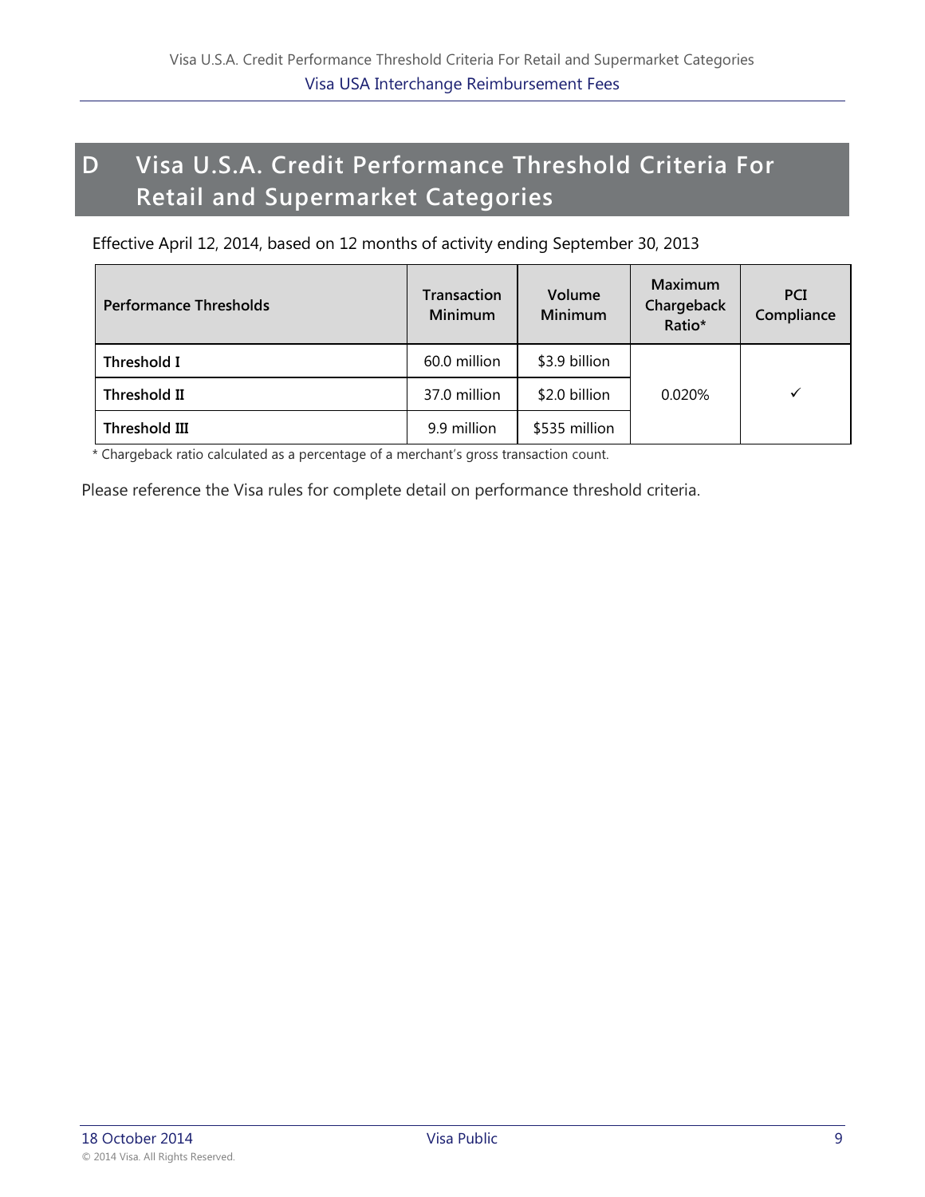# D Visa U.S.A. Credit Performance Threshold Criteria For Retail and Supermarket Categories

Effective April 12, 2014, based on 12 months of activity ending September 30, 2013

| Performance Thresholds | Transaction Minimum | Volume Minimum | Maximum Chargeback Ratio* | PCI Compliance |
|---|---|---|---|---|
| **Threshold I** | 60.0 million | $3.9 billion | 0.020% | ✓ |
| **Threshold II** | 37.0 million | $2.0 billion | | |
| **Threshold III** | 9.9 million | $535 million | | |

* Chargeback ratio calculated as a percentage of a merchant's gross transaction count.

Please reference the Visa rules for complete detail on performance threshold criteria.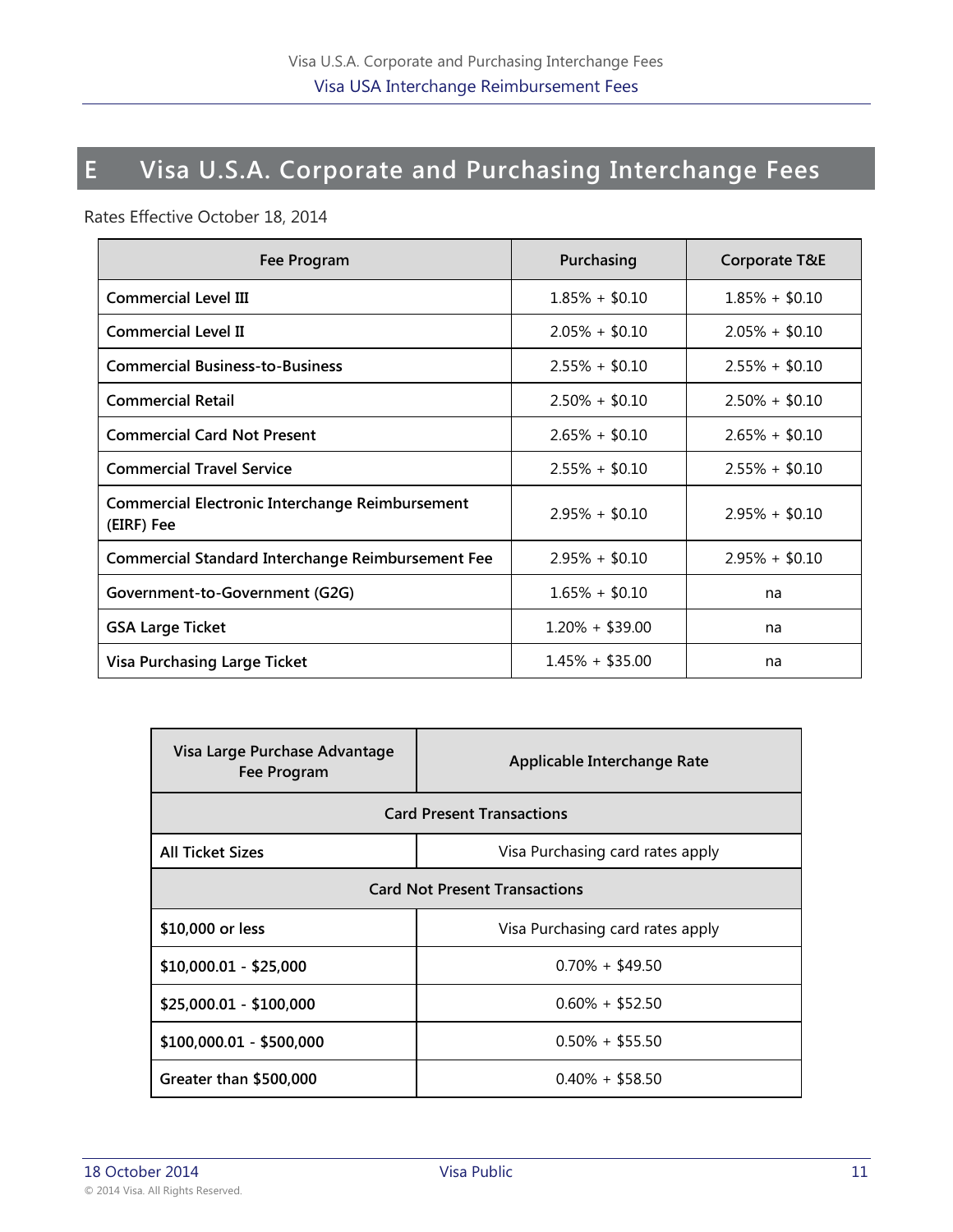# E Visa U.S.A. Corporate and Purchasing Interchange Fees

Rates Effective October 18, 2014

| Fee Program | Purchasing | Corporate T&E |
|---|---|---|
| **Commercial Level III** | 1.85% + $0.10 | 1.85% + $0.10 |
| **Commercial Level II** | 2.05% + $0.10 | 2.05% + $0.10 |
| **Commercial Business-to-Business** | 2.55% + $0.10 | 2.55% + $0.10 |
| **Commercial Retail** | 2.50% + $0.10 | 2.50% + $0.10 |
| **Commercial Card Not Present** | 2.65% + $0.10 | 2.65% + $0.10 |
| **Commercial Travel Service** | 2.55% + $0.10 | 2.55% + $0.10 |
| **Commercial Electronic Interchange Reimbursement (EIRF) Fee** | 2.95% + $0.10 | 2.95% + $0.10 |
| **Commercial Standard Interchange Reimbursement Fee** | 2.95% + $0.10 | 2.95% + $0.10 |
| **Government-to-Government (G2G)** | 1.65% + $0.10 | na |
| **GSA Large Ticket** | 1.20% + $39.00 | na |
| **Visa Purchasing Large Ticket** | 1.45% + $35.00 | na |

| Visa Large Purchase Advantage Fee Program | Applicable Interchange Rate |
|---|---|
| **Card Present Transactions** | |
| **All Ticket Sizes** | Visa Purchasing card rates apply |
| **Card Not Present Transactions** | |
| **$10,000 or less** | Visa Purchasing card rates apply |
| **$10,000.01 - $25,000** | 0.70% + $49.50 |
| **$25,000.01 - $100,000** | 0.60% + $52.50 |
| **$100,000.01 - $500,000** | 0.50% + $55.50 |
| **Greater than $500,000** | 0.40% + $58.50 |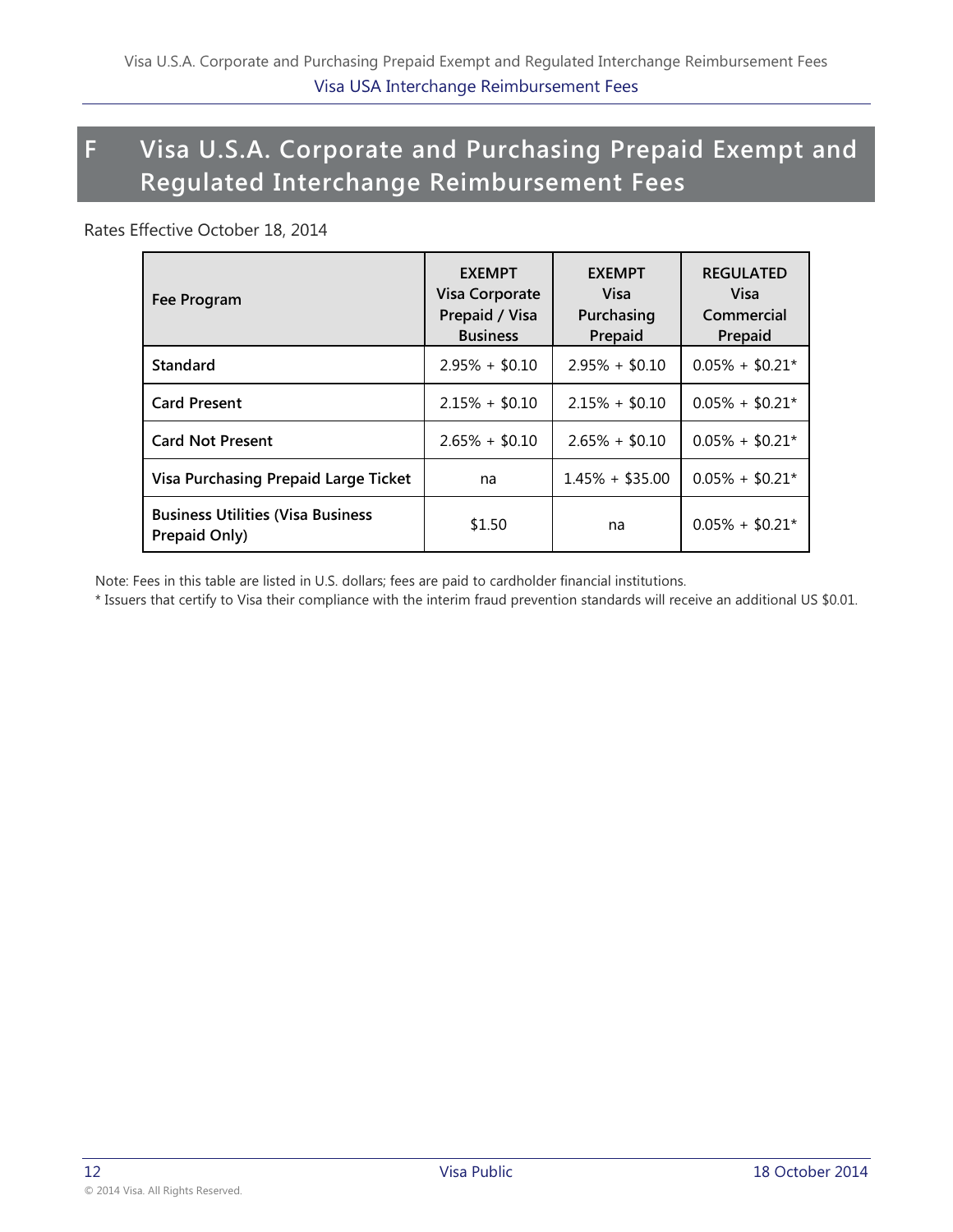# F Visa U.S.A. Corporate and Purchasing Prepaid Exempt and Regulated Interchange Reimbursement Fees

Rates Effective October 18, 2014

| Fee Program | EXEMPT Visa Corporate Prepaid / Visa Business | EXEMPT Visa Purchasing Prepaid | REGULATED Visa Commercial Prepaid |
|---|---|---|---|
| **Standard** | 2.95% + $0.10 | 2.95% + $0.10 | 0.05% + $0.21* |
| **Card Present** | 2.15% + $0.10 | 2.15% + $0.10 | 0.05% + $0.21* |
| **Card Not Present** | 2.65% + $0.10 | 2.65% + $0.10 | 0.05% + $0.21* |
| **Visa Purchasing Prepaid Large Ticket** | na | 1.45% + $35.00 | 0.05% + $0.21* |
| **Business Utilities (Visa Business Prepaid Only)** | $1.50 | na | 0.05% + $0.21* |

Note: Fees in this table are listed in U.S. dollars; fees are paid to cardholder financial institutions.

* Issuers that certify to Visa their compliance with the interim fraud prevention standards will receive an additional US $0.01.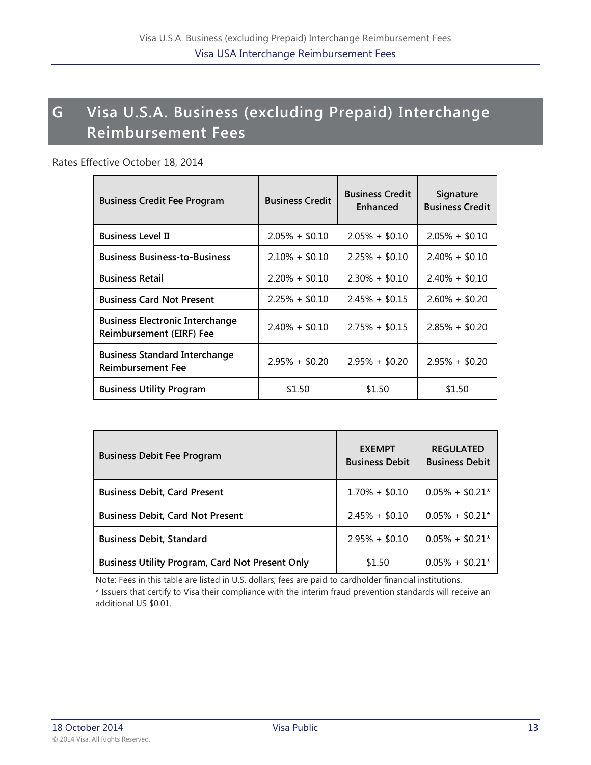# G Visa U.S.A. Business (excluding Prepaid) Interchange Reimbursement Fees

Rates Effective October 18, 2014

| Business Credit Fee Program | Business Credit | Business Credit Enhanced | Signature Business Credit |
|---|---|---|---|
| **Business Level II** | 2.05% + $0.10 | 2.05% + $0.10 | 2.05% + $0.10 |
| **Business Business-to-Business** | 2.10% + $0.10 | 2.25% + $0.10 | 2.40% + $0.10 |
| **Business Retail** | 2.20% + $0.10 | 2.30% + $0.10 | 2.40% + $0.10 |
| **Business Card Not Present** | 2.25% + $0.10 | 2.45% + $0.15 | 2.60% + $0.20 |
| **Business Electronic Interchange Reimbursement (EIRF) Fee** | 2.40% + $0.10 | 2.75% + $0.15 | 2.85% + $0.20 |
| **Business Standard Interchange Reimbursement Fee** | 2.95% + $0.20 | 2.95% + $0.20 | 2.95% + $0.20 |
| **Business Utility Program** | $1.50 | $1.50 | $1.50 |

| Business Debit Fee Program | EXEMPT Business Debit | REGULATED Business Debit |
|---|---|---|
| **Business Debit, Card Present** | 1.70% + $0.10 | 0.05% + $0.21* |
| **Business Debit, Card Not Present** | 2.45% + $0.10 | 0.05% + $0.21* |
| **Business Debit, Standard** | 2.95% + $0.10 | 0.05% + $0.21* |
| **Business Utility Program, Card Not Present Only** | $1.50 | 0.05% + $0.21* |

Note: Fees in this table are listed in U.S. dollars; fees are paid to cardholder financial institutions.

* Issuers that certify to Visa their compliance with the interim fraud prevention standards will receive an additional US $0.01.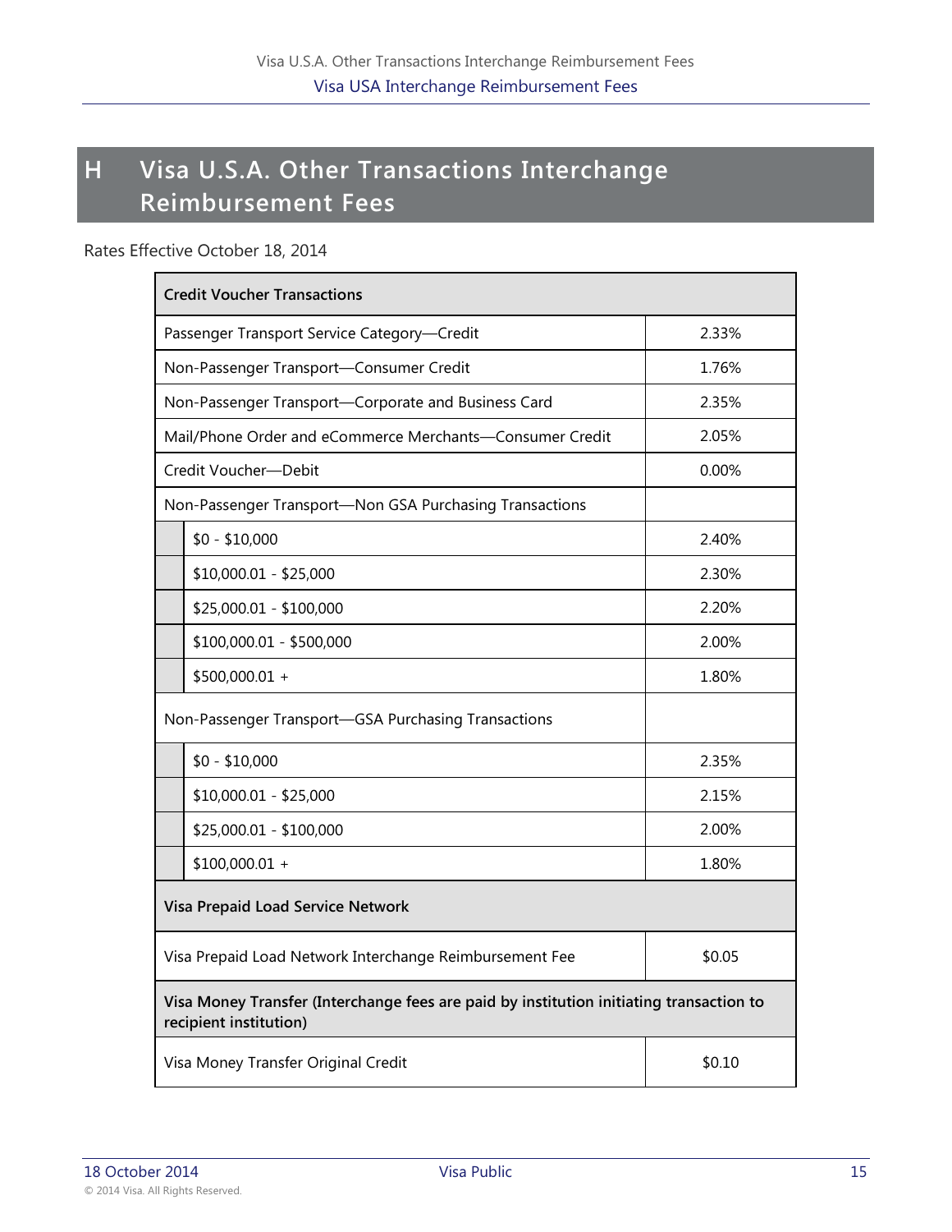## H Visa U.S.A. Other Transactions Interchange Reimbursement Fees

Rates Effective October 18, 2014

| Credit Voucher Transactions | |
|---|---|
| Passenger Transport Service Category—Credit | 2.33% |
| Non-Passenger Transport—Consumer Credit | 1.76% |
| Non-Passenger Transport—Corporate and Business Card | 2.35% |
| Mail/Phone Order and eCommerce Merchants—Consumer Credit | 2.05% |
| Credit Voucher—Debit | 0.00% |
| Non-Passenger Transport—Non GSA Purchasing Transactions | |
| $0 - $10,000 | 2.40% |
| $10,000.01 - $25,000 | 2.30% |
| $25,000.01 - $100,000 | 2.20% |
| $100,000.01 - $500,000 | 2.00% |
| $500,000.01 + | 1.80% |
| Non-Passenger Transport—GSA Purchasing Transactions | |
| $0 - $10,000 | 2.35% |
| $10,000.01 - $25,000 | 2.15% |
| $25,000.01 - $100,000 | 2.00% |
| $100,000.01 + | 1.80% |
| **Visa Prepaid Load Service Network** | |
| Visa Prepaid Load Network Interchange Reimbursement Fee | $0.05 |
| **Visa Money Transfer (Interchange fees are paid by institution initiating transaction to recipient institution)** | |
| Visa Money Transfer Original Credit | $0.10 |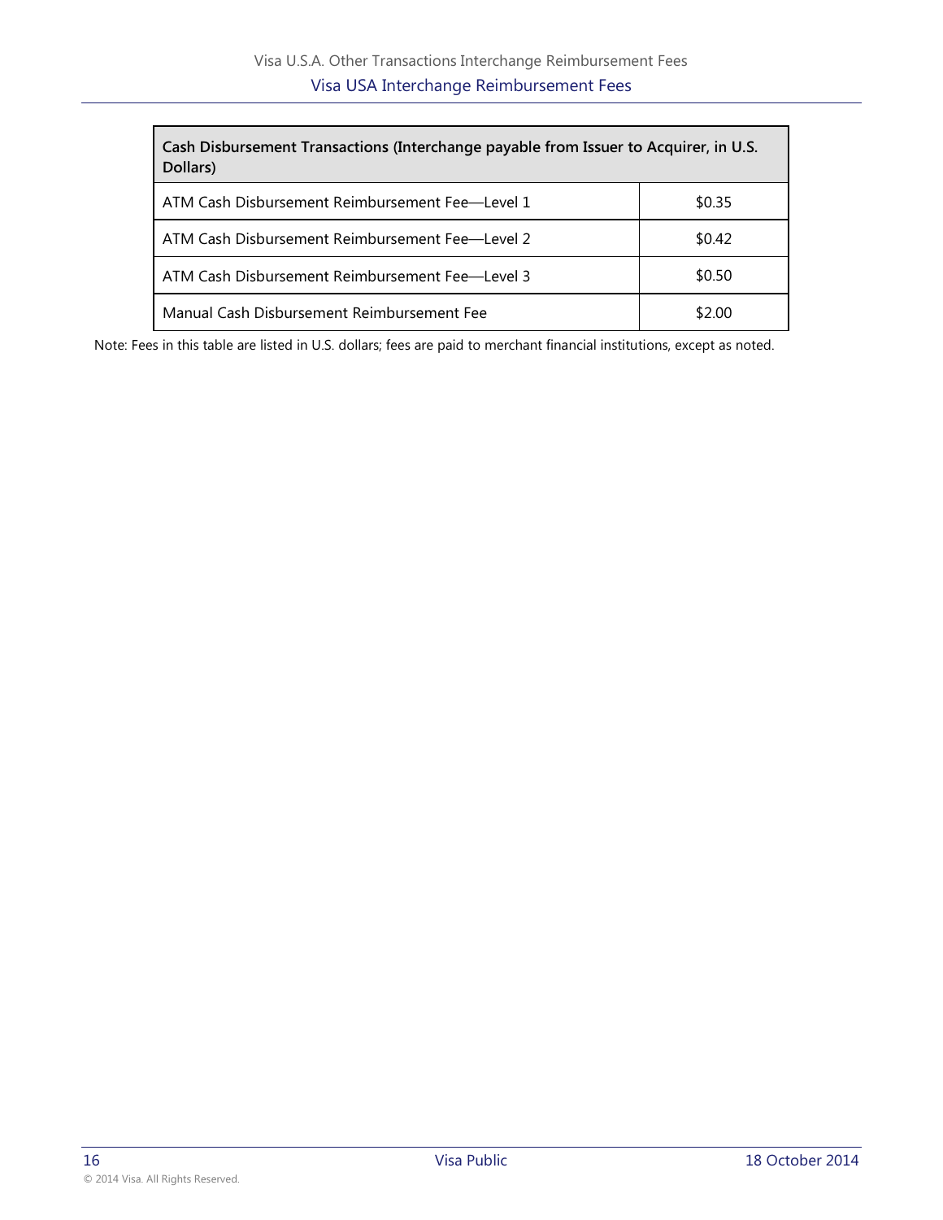| Cash Disbursement Transactions (Interchange payable from Issuer to Acquirer, in U.S. Dollars) | |
|---|---|
| ATM Cash Disbursement Reimbursement Fee—Level 1 | $0.35 |
| ATM Cash Disbursement Reimbursement Fee—Level 2 | $0.42 |
| ATM Cash Disbursement Reimbursement Fee—Level 3 | $0.50 |
| Manual Cash Disbursement Reimbursement Fee | $2.00 |

Note: Fees in this table are listed in U.S. dollars; fees are paid to merchant financial institutions, except as noted.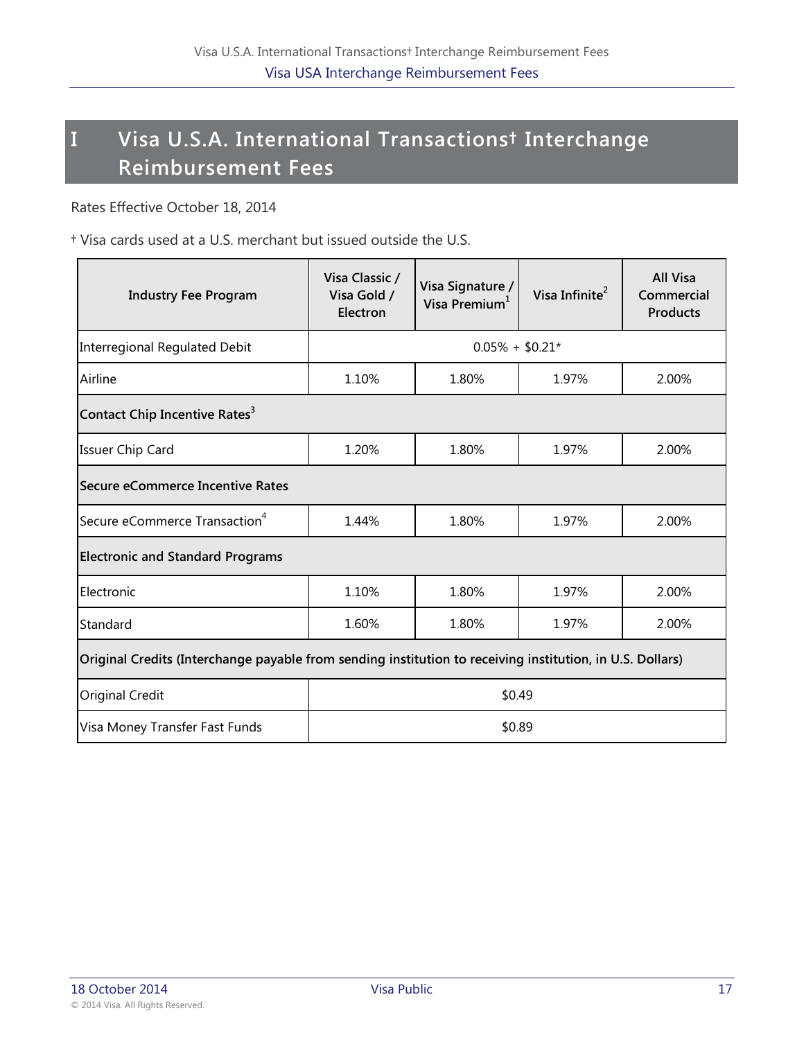# I Visa U.S.A. International Transactions† Interchange Reimbursement Fees

Rates Effective October 18, 2014

† Visa cards used at a U.S. merchant but issued outside the U.S.

| Industry Fee Program | Visa Classic / Visa Gold / Electron | Visa Signature / Visa Premium[1] | Visa Infinite[2] | All Visa Commercial Products |
|---|---|---|---|---|
| Interregional Regulated Debit | 0.05% + $0.21* | | | |
| Airline | 1.10% | 1.80% | 1.97% | 2.00% |
| **Contact Chip Incentive Rates[3]** | | | | |
| Issuer Chip Card | 1.20% | 1.80% | 1.97% | 2.00% |
| **Secure eCommerce Incentive Rates** | | | | |
| Secure eCommerce Transaction[4] | 1.44% | 1.80% | 1.97% | 2.00% |
| **Electronic and Standard Programs** | | | | |
| Electronic | 1.10% | 1.80% | 1.97% | 2.00% |
| Standard | 1.60% | 1.80% | 1.97% | 2.00% |
| **Original Credits (Interchange payable from sending institution to receiving institution, in U.S. Dollars)** | | | | |
| Original Credit | $0.49 | | | |
| Visa Money Transfer Fast Funds | $0.89 | | | |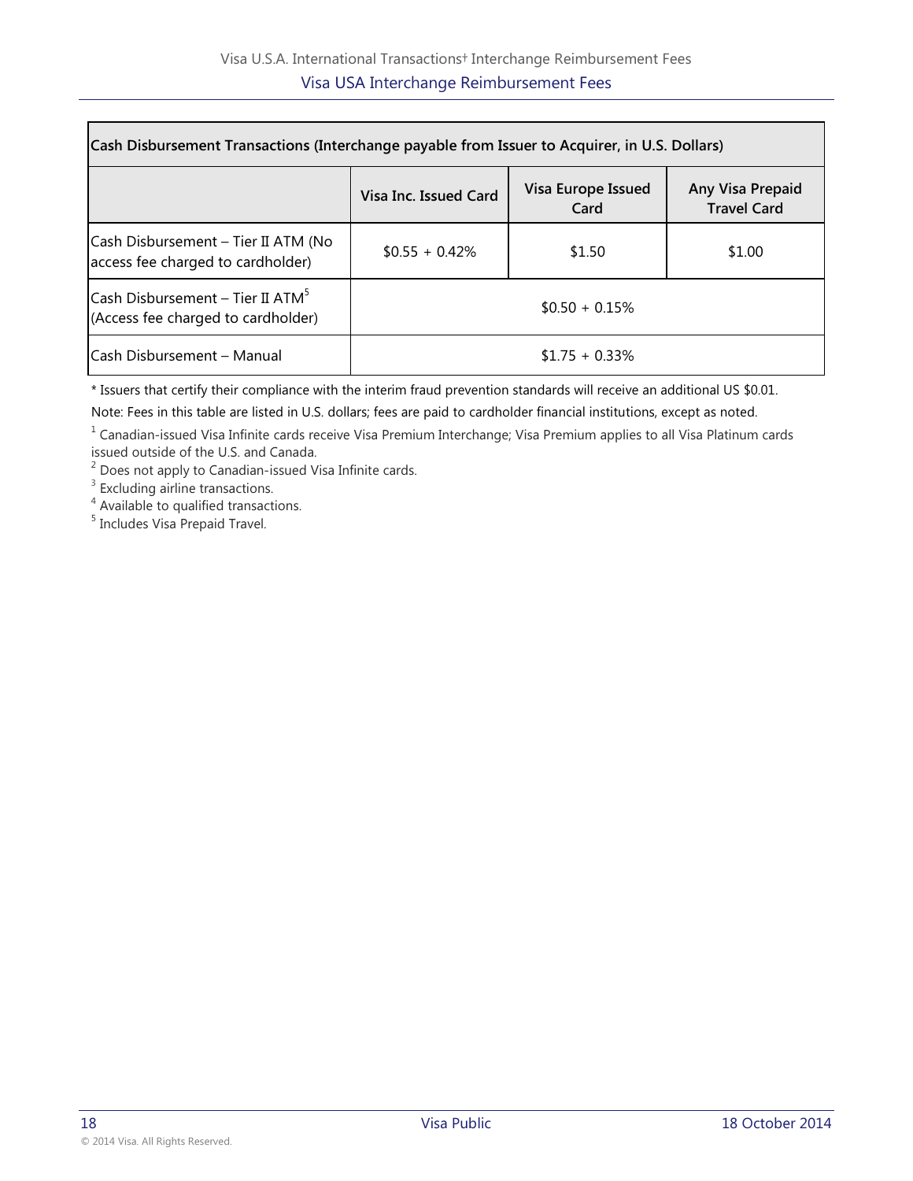| Cash Disbursement Transactions (Interchange payable from Issuer to Acquirer, in U.S. Dollars) | | | |
|---|---|---|---|
| | Visa Inc. Issued Card | Visa Europe Issued Card | Any Visa Prepaid Travel Card |
| Cash Disbursement – Tier II ATM (No access fee charged to cardholder) | $0.55 + 0.42% | $1.50 | $1.00 |
| Cash Disbursement – Tier II ATM[5] (Access fee charged to cardholder) | $0.50 + 0.15% | | |
| Cash Disbursement – Manual | $1.75 + 0.33% | | |

* Issuers that certify their compliance with the interim fraud prevention standards will receive an additional US $0.01.

Note: Fees in this table are listed in U.S. dollars; fees are paid to cardholder financial institutions, except as noted.

[1] Canadian-issued Visa Infinite cards receive Visa Premium Interchange; Visa Premium applies to all Visa Platinum cards issued outside of the U.S. and Canada.
[2] Does not apply to Canadian-issued Visa Infinite cards.
[3] Excluding airline transactions.
[4] Available to qualified transactions.
[5] Includes Visa Prepaid Travel.